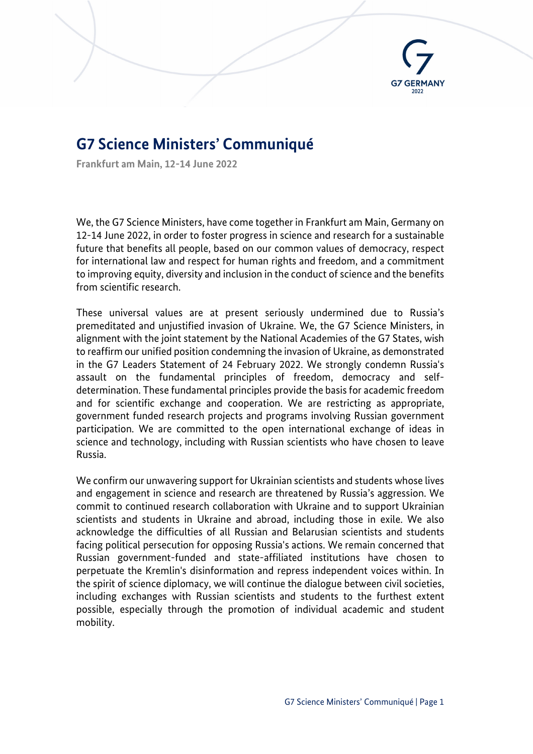# G7 Science Ministers' Communiqué

**Frankfurt am Main, 12-14 June 2022**

We, the G7 Science Ministers, have come together in Frankfurt am Main, Germany on 12-14 June 2022, in order to foster progress in science and research for a sustainable future that benefits all people, based on our common values of democracy, respect for international law and respect for human rights and freedom, and a commitment to improving equity, diversity and inclusion in the conduct of science and the benefits from scientific research.

These universal values are at present seriously undermined due to Russia's premeditated and unjustified invasion of Ukraine. We, the G7 Science Ministers, in alignment with the joint statement by the National Academies of the G7 States, wish to reaffirm our unified position condemning the invasion of Ukraine, as demonstrated in the G7 Leaders Statement of 24 February 2022. We strongly condemn Russia's assault on the fundamental principles of freedom, democracy and self-determination. These fundamental principles provide the basis for academic freedom and for scientific exchange and cooperation. We are restricting as appropriate, government funded research projects and programs involving Russian government participation. We are committed to the open international exchange of ideas in science and technology, including with Russian scientists who have chosen to leave Russia.

We confirm our unwavering support for Ukrainian scientists and students whose lives and engagement in science and research are threatened by Russia's aggression. We commit to continued research collaboration with Ukraine and to support Ukrainian scientists and students in Ukraine and abroad, including those in exile. We also acknowledge the difficulties of all Russian and Belarusian scientists and students facing political persecution for opposing Russia's actions. We remain concerned that Russian government-funded and state-affiliated institutions have chosen to perpetuate the Kremlin's disinformation and repress independent voices within. In the spirit of science diplomacy, we will continue the dialogue between civil societies, including exchanges with Russian scientists and students to the furthest extent possible, especially through the promotion of individual academic and student mobility.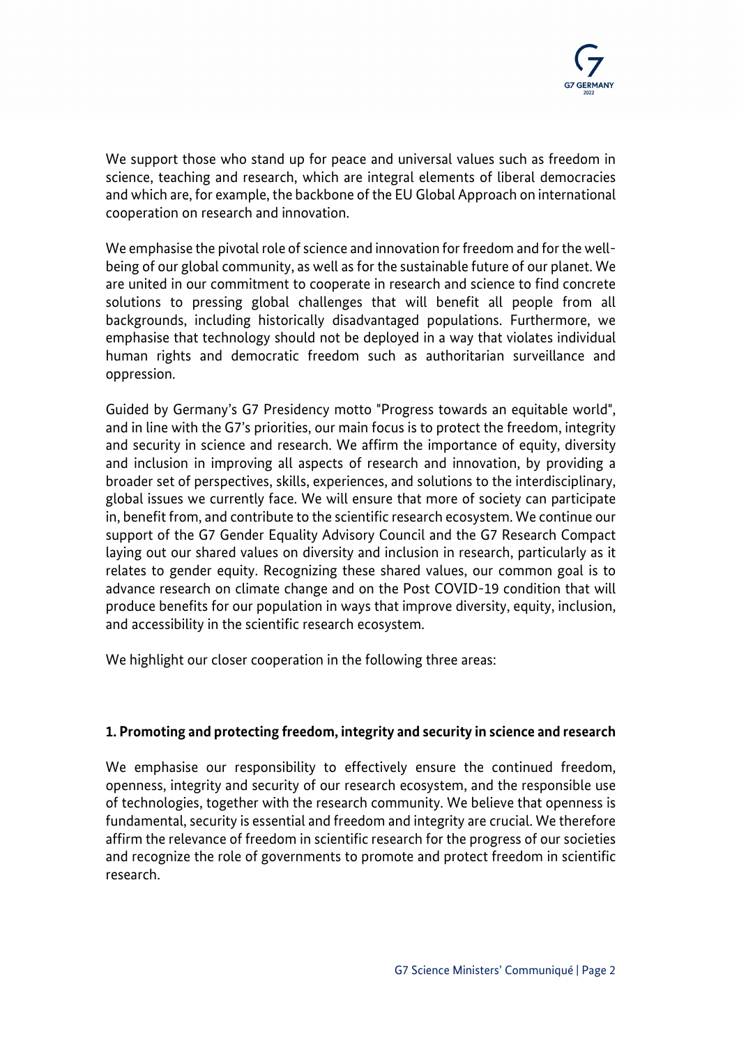We support those who stand up for peace and universal values such as freedom in science, teaching and research, which are integral elements of liberal democracies and which are, for example, the backbone of the EU Global Approach on international cooperation on research and innovation.

We emphasise the pivotal role of science and innovation for freedom and for the well-being of our global community, as well as for the sustainable future of our planet. We are united in our commitment to cooperate in research and science to find concrete solutions to pressing global challenges that will benefit all people from all backgrounds, including historically disadvantaged populations. Furthermore, we emphasise that technology should not be deployed in a way that violates individual human rights and democratic freedom such as authoritarian surveillance and oppression.

Guided by Germany's G7 Presidency motto "Progress towards an equitable world", and in line with the G7's priorities, our main focus is to protect the freedom, integrity and security in science and research. We affirm the importance of equity, diversity and inclusion in improving all aspects of research and innovation, by providing a broader set of perspectives, skills, experiences, and solutions to the interdisciplinary, global issues we currently face. We will ensure that more of society can participate in, benefit from, and contribute to the scientific research ecosystem. We continue our support of the G7 Gender Equality Advisory Council and the G7 Research Compact laying out our shared values on diversity and inclusion in research, particularly as it relates to gender equity. Recognizing these shared values, our common goal is to advance research on climate change and on the Post COVID-19 condition that will produce benefits for our population in ways that improve diversity, equity, inclusion, and accessibility in the scientific research ecosystem.

We highlight our closer cooperation in the following three areas:

**1. Promoting and protecting freedom, integrity and security in science and research**

We emphasise our responsibility to effectively ensure the continued freedom, openness, integrity and security of our research ecosystem, and the responsible use of technologies, together with the research community. We believe that openness is fundamental, security is essential and freedom and integrity are crucial. We therefore affirm the relevance of freedom in scientific research for the progress of our societies and recognize the role of governments to promote and protect freedom in scientific research.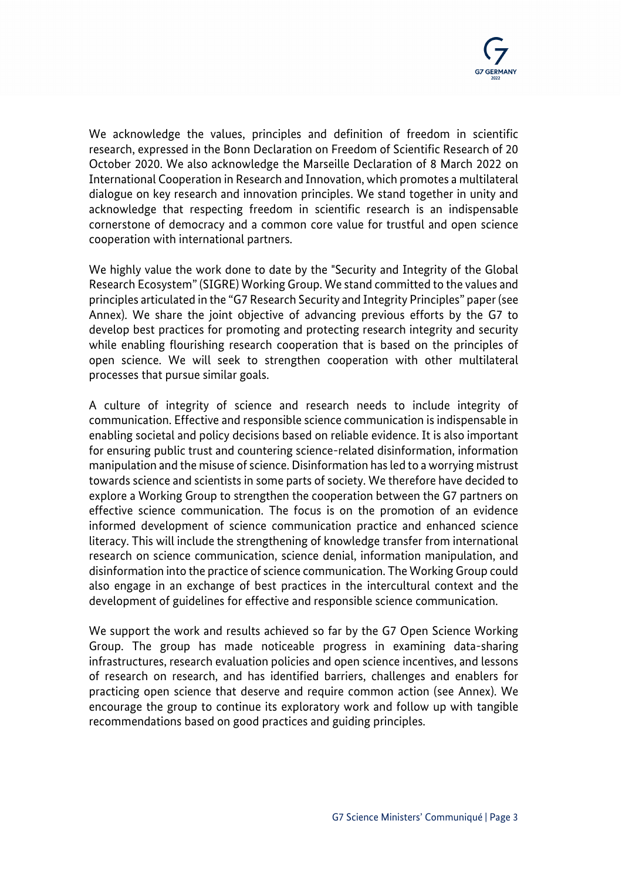We acknowledge the values, principles and definition of freedom in scientific research, expressed in the Bonn Declaration on Freedom of Scientific Research of 20 October 2020. We also acknowledge the Marseille Declaration of 8 March 2022 on International Cooperation in Research and Innovation, which promotes a multilateral dialogue on key research and innovation principles. We stand together in unity and acknowledge that respecting freedom in scientific research is an indispensable cornerstone of democracy and a common core value for trustful and open science cooperation with international partners.

We highly value the work done to date by the "Security and Integrity of the Global Research Ecosystem" (SIGRE) Working Group. We stand committed to the values and principles articulated in the "G7 Research Security and Integrity Principles" paper (see Annex). We share the joint objective of advancing previous efforts by the G7 to develop best practices for promoting and protecting research integrity and security while enabling flourishing research cooperation that is based on the principles of open science. We will seek to strengthen cooperation with other multilateral processes that pursue similar goals.

A culture of integrity of science and research needs to include integrity of communication. Effective and responsible science communication is indispensable in enabling societal and policy decisions based on reliable evidence. It is also important for ensuring public trust and countering science-related disinformation, information manipulation and the misuse of science. Disinformation has led to a worrying mistrust towards science and scientists in some parts of society. We therefore have decided to explore a Working Group to strengthen the cooperation between the G7 partners on effective science communication. The focus is on the promotion of an evidence informed development of science communication practice and enhanced science literacy. This will include the strengthening of knowledge transfer from international research on science communication, science denial, information manipulation, and disinformation into the practice of science communication. The Working Group could also engage in an exchange of best practices in the intercultural context and the development of guidelines for effective and responsible science communication.

We support the work and results achieved so far by the G7 Open Science Working Group. The group has made noticeable progress in examining data-sharing infrastructures, research evaluation policies and open science incentives, and lessons of research on research, and has identified barriers, challenges and enablers for practicing open science that deserve and require common action (see Annex). We encourage the group to continue its exploratory work and follow up with tangible recommendations based on good practices and guiding principles.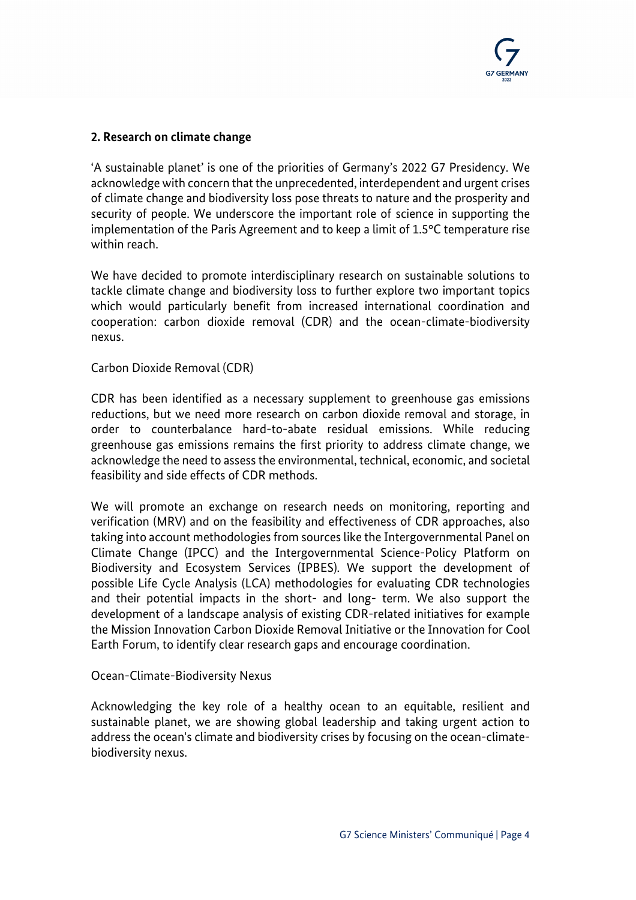## 2. Research on climate change

'A sustainable planet' is one of the priorities of Germany's 2022 G7 Presidency. We acknowledge with concern that the unprecedented, interdependent and urgent crises of climate change and biodiversity loss pose threats to nature and the prosperity and security of people. We underscore the important role of science in supporting the implementation of the Paris Agreement and to keep a limit of 1.5°C temperature rise within reach.

We have decided to promote interdisciplinary research on sustainable solutions to tackle climate change and biodiversity loss to further explore two important topics which would particularly benefit from increased international coordination and cooperation: carbon dioxide removal (CDR) and the ocean-climate-biodiversity nexus.

### Carbon Dioxide Removal (CDR)

CDR has been identified as a necessary supplement to greenhouse gas emissions reductions, but we need more research on carbon dioxide removal and storage, in order to counterbalance hard-to-abate residual emissions. While reducing greenhouse gas emissions remains the first priority to address climate change, we acknowledge the need to assess the environmental, technical, economic, and societal feasibility and side effects of CDR methods.

We will promote an exchange on research needs on monitoring, reporting and verification (MRV) and on the feasibility and effectiveness of CDR approaches, also taking into account methodologies from sources like the Intergovernmental Panel on Climate Change (IPCC) and the Intergovernmental Science-Policy Platform on Biodiversity and Ecosystem Services (IPBES). We support the development of possible Life Cycle Analysis (LCA) methodologies for evaluating CDR technologies and their potential impacts in the short- and long- term. We also support the development of a landscape analysis of existing CDR-related initiatives for example the Mission Innovation Carbon Dioxide Removal Initiative or the Innovation for Cool Earth Forum, to identify clear research gaps and encourage coordination.

### Ocean-Climate-Biodiversity Nexus

Acknowledging the key role of a healthy ocean to an equitable, resilient and sustainable planet, we are showing global leadership and taking urgent action to address the ocean's climate and biodiversity crises by focusing on the ocean-climate-biodiversity nexus.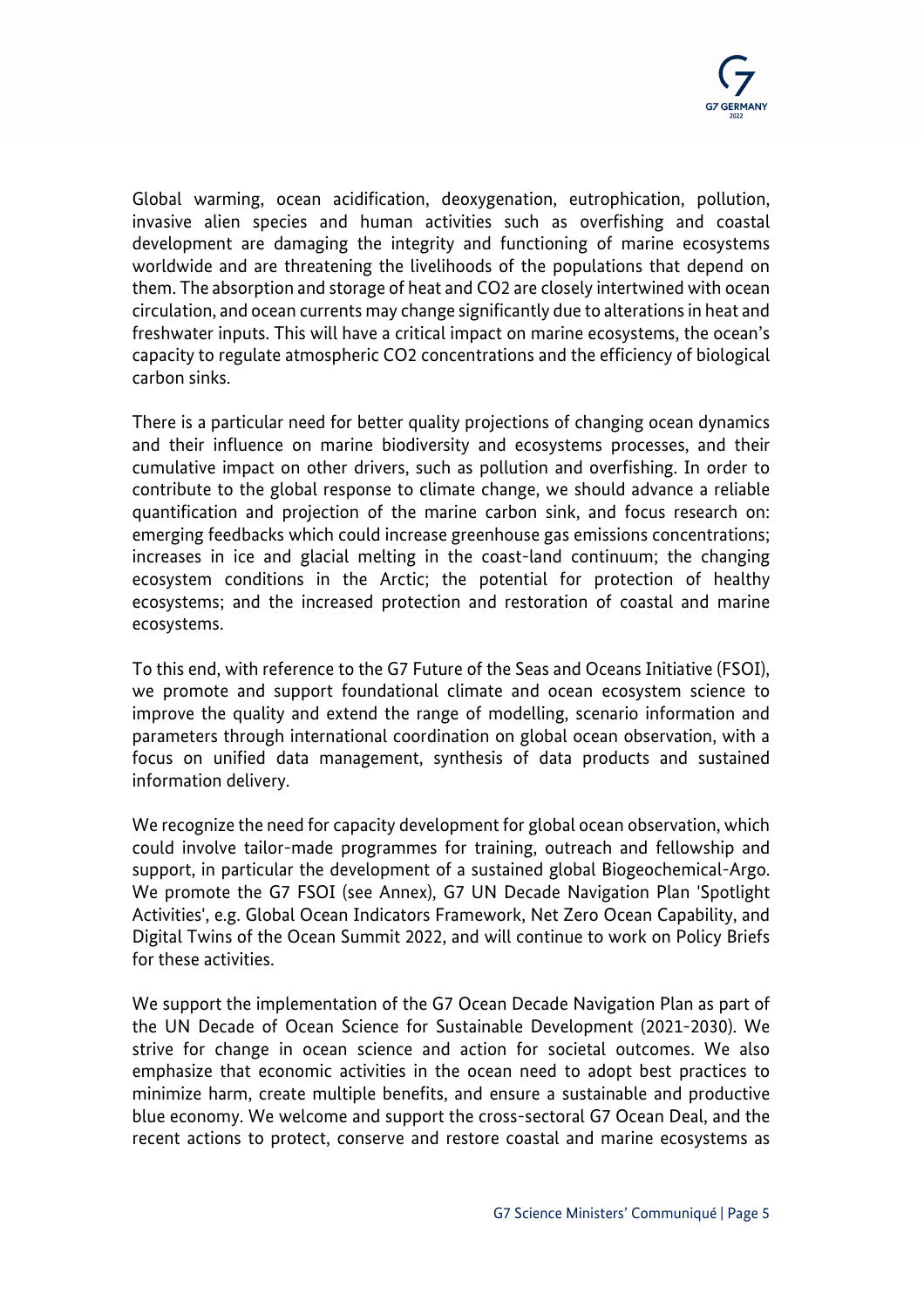Global warming, ocean acidification, deoxygenation, eutrophication, pollution, invasive alien species and human activities such as overfishing and coastal development are damaging the integrity and functioning of marine ecosystems worldwide and are threatening the livelihoods of the populations that depend on them. The absorption and storage of heat and $CO_2$ are closely intertwined with ocean circulation, and ocean currents may change significantly due to alterations in heat and freshwater inputs. This will have a critical impact on marine ecosystems, the ocean's capacity to regulate atmospheric $CO_2$ concentrations and the efficiency of biological carbon sinks.

There is a particular need for better quality projections of changing ocean dynamics and their influence on marine biodiversity and ecosystems processes, and their cumulative impact on other drivers, such as pollution and overfishing. In order to contribute to the global response to climate change, we should advance a reliable quantification and projection of the marine carbon sink, and focus research on: emerging feedbacks which could increase greenhouse gas emissions concentrations; increases in ice and glacial melting in the coast-land continuum; the changing ecosystem conditions in the Arctic; the potential for protection of healthy ecosystems; and the increased protection and restoration of coastal and marine ecosystems.

To this end, with reference to the G7 Future of the Seas and Oceans Initiative (FSOI), we promote and support foundational climate and ocean ecosystem science to improve the quality and extend the range of modelling, scenario information and parameters through international coordination on global ocean observation, with a focus on unified data management, synthesis of data products and sustained information delivery.

We recognize the need for capacity development for global ocean observation, which could involve tailor-made programmes for training, outreach and fellowship and support, in particular the development of a sustained global Biogeochemical-Argo. We promote the G7 FSOI (see Annex), G7 UN Decade Navigation Plan 'Spotlight Activities', e.g. Global Ocean Indicators Framework, Net Zero Ocean Capability, and Digital Twins of the Ocean Summit 2022, and will continue to work on Policy Briefs for these activities.

We support the implementation of the G7 Ocean Decade Navigation Plan as part of the UN Decade of Ocean Science for Sustainable Development (2021-2030). We strive for change in ocean science and action for societal outcomes. We also emphasize that economic activities in the ocean need to adopt best practices to minimize harm, create multiple benefits, and ensure a sustainable and productive blue economy. We welcome and support the cross-sectoral G7 Ocean Deal, and the recent actions to protect, conserve and restore coastal and marine ecosystems as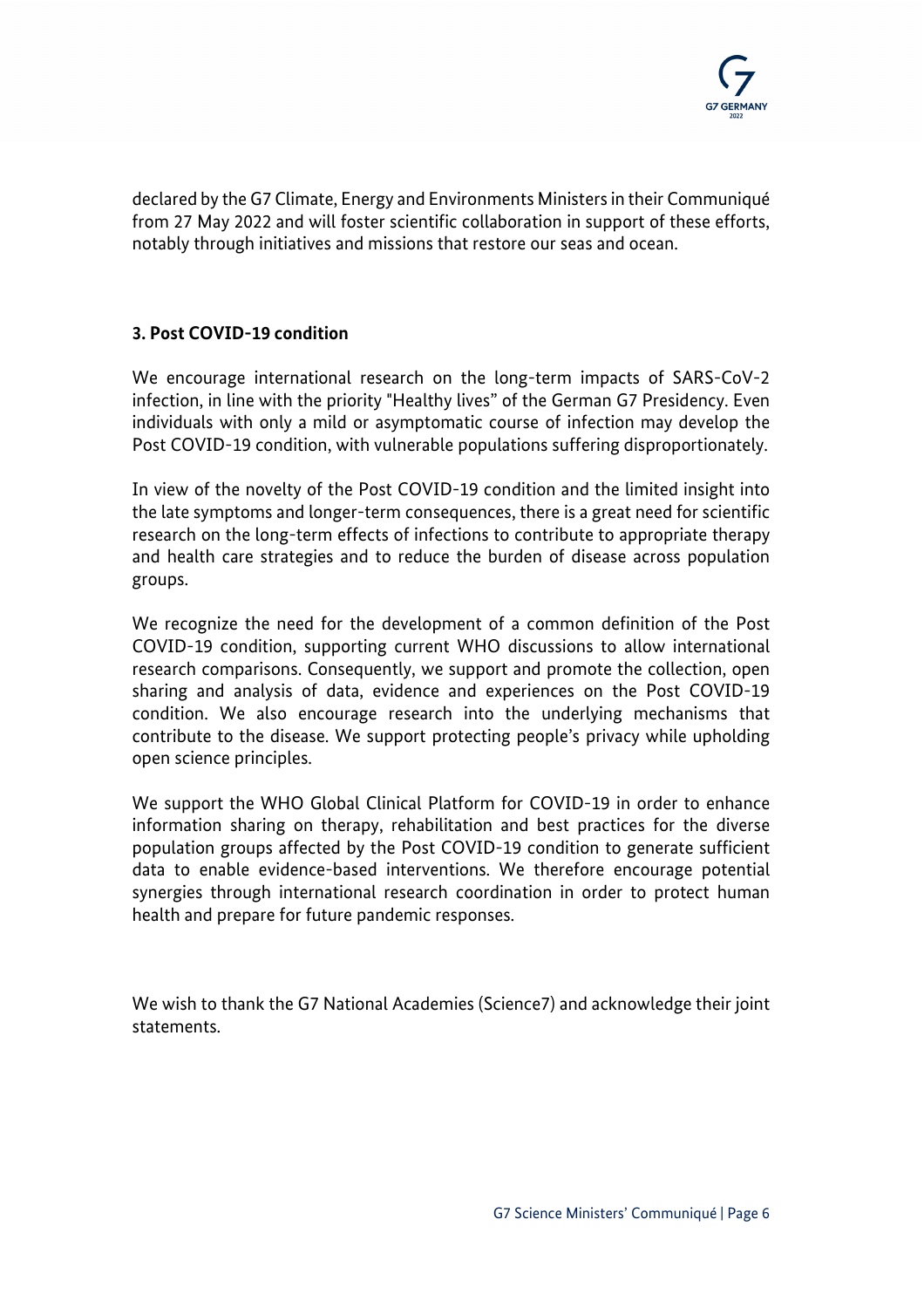declared by the G7 Climate, Energy and Environments Ministers in their Communiqué from 27 May 2022 and will foster scientific collaboration in support of these efforts, notably through initiatives and missions that restore our seas and ocean.

## 3. Post COVID-19 condition

We encourage international research on the long-term impacts of SARS-CoV-2 infection, in line with the priority "Healthy lives" of the German G7 Presidency. Even individuals with only a mild or asymptomatic course of infection may develop the Post COVID-19 condition, with vulnerable populations suffering disproportionately.

In view of the novelty of the Post COVID-19 condition and the limited insight into the late symptoms and longer-term consequences, there is a great need for scientific research on the long-term effects of infections to contribute to appropriate therapy and health care strategies and to reduce the burden of disease across population groups.

We recognize the need for the development of a common definition of the Post COVID-19 condition, supporting current WHO discussions to allow international research comparisons. Consequently, we support and promote the collection, open sharing and analysis of data, evidence and experiences on the Post COVID-19 condition. We also encourage research into the underlying mechanisms that contribute to the disease. We support protecting people's privacy while upholding open science principles.

We support the WHO Global Clinical Platform for COVID-19 in order to enhance information sharing on therapy, rehabilitation and best practices for the diverse population groups affected by the Post COVID-19 condition to generate sufficient data to enable evidence-based interventions. We therefore encourage potential synergies through international research coordination in order to protect human health and prepare for future pandemic responses.

We wish to thank the G7 National Academies (Science7) and acknowledge their joint statements.